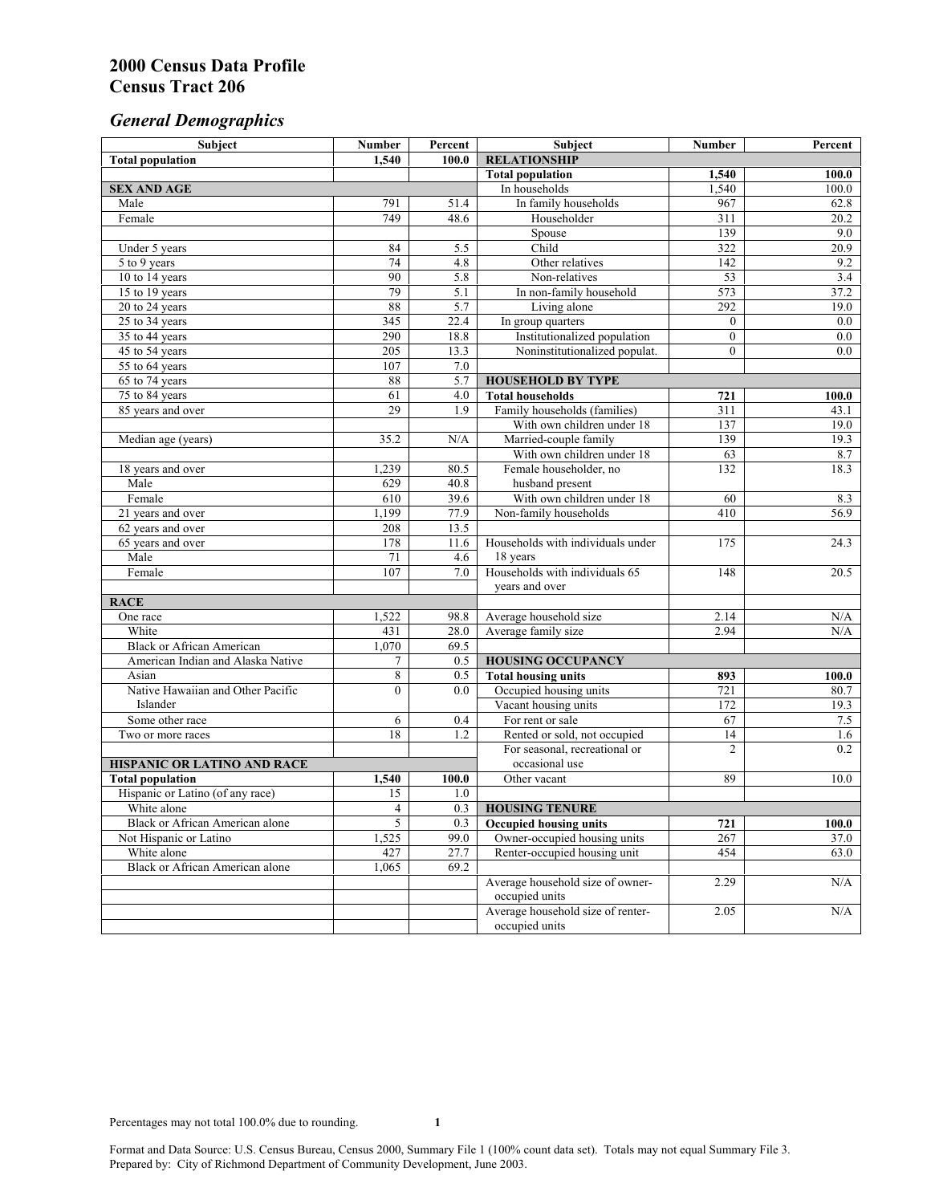# 2000 Census Data Profile
# Census Tract 206

## *General Demographics*

| Subject | Number | Percent | Subject | Number | Percent |
|---|---|---|---|---|---|
| **Total population** | **1,540** | **100.0** | **RELATIONSHIP** | | |
| | | | **Total population** | **1,540** | **100.0** |
| **SEX AND AGE** | | | In households | 1,540 | 100.0 |
| Male | 791 | 51.4 | In family households | 967 | 62.8 |
| Female | 749 | 48.6 | Householder | 311 | 20.2 |
| | | | Spouse | 139 | 9.0 |
| Under 5 years | 84 | 5.5 | Child | 322 | 20.9 |
| 5 to 9 years | 74 | 4.8 | Other relatives | 142 | 9.2 |
| 10 to 14 years | 90 | 5.8 | Non-relatives | 53 | 3.4 |
| 15 to 19 years | 79 | 5.1 | In non-family household | 573 | 37.2 |
| 20 to 24 years | 88 | 5.7 | Living alone | 292 | 19.0 |
| 25 to 34 years | 345 | 22.4 | In group quarters | 0 | 0.0 |
| 35 to 44 years | 290 | 18.8 | Institutionalized population | 0 | 0.0 |
| 45 to 54 years | 205 | 13.3 | Noninstitutionalized populat. | 0 | 0.0 |
| 55 to 64 years | 107 | 7.0 | | | |
| 65 to 74 years | 88 | 5.7 | **HOUSEHOLD BY TYPE** | | |
| 75 to 84 years | 61 | 4.0 | **Total households** | **721** | **100.0** |
| 85 years and over | 29 | 1.9 | Family households (families) | 311 | 43.1 |
| | | | With own children under 18 | 137 | 19.0 |
| Median age (years) | 35.2 | N/A | Married-couple family | 139 | 19.3 |
| | | | With own children under 18 | 63 | 8.7 |
| 18 years and over | 1,239 | 80.5 | Female householder, no husband present | 132 | 18.3 |
| Male | 629 | 40.8 | | | |
| Female | 610 | 39.6 | With own children under 18 | 60 | 8.3 |
| 21 years and over | 1,199 | 77.9 | Non-family households | 410 | 56.9 |
| 62 years and over | 208 | 13.5 | | | |
| 65 years and over | 178 | 11.6 | Households with individuals under 18 years | 175 | 24.3 |
| Male | 71 | 4.6 | | | |
| Female | 107 | 7.0 | Households with individuals 65 years and over | 148 | 20.5 |
| **RACE** | | | | | |
| One race | 1,522 | 98.8 | Average household size | 2.14 | N/A |
| White | 431 | 28.0 | Average family size | 2.94 | N/A |
| Black or African American | 1,070 | 69.5 | | | |
| American Indian and Alaska Native | 7 | 0.5 | **HOUSING OCCUPANCY** | | |
| Asian | 8 | 0.5 | **Total housing units** | **893** | **100.0** |
| Native Hawaiian and Other Pacific Islander | 0 | 0.0 | Occupied housing units | 721 | 80.7 |
| | | | Vacant housing units | 172 | 19.3 |
| Some other race | 6 | 0.4 | For rent or sale | 67 | 7.5 |
| Two or more races | 18 | 1.2 | Rented or sold, not occupied | 14 | 1.6 |
| | | | For seasonal, recreational or occasional use | 2 | 0.2 |
| **HISPANIC OR LATINO AND RACE** | | | | | |
| **Total population** | **1,540** | **100.0** | Other vacant | 89 | 10.0 |
| Hispanic or Latino (of any race) | 15 | 1.0 | | | |
| White alone | 4 | 0.3 | **HOUSING TENURE** | | |
| Black or African American alone | 5 | 0.3 | **Occupied housing units** | **721** | **100.0** |
| Not Hispanic or Latino | 1,525 | 99.0 | Owner-occupied housing units | 267 | 37.0 |
| White alone | 427 | 27.7 | Renter-occupied housing unit | 454 | 63.0 |
| Black or African American alone | 1,065 | 69.2 | | | |
| | | | Average household size of owner-occupied units | 2.29 | N/A |
| | | | Average household size of renter-occupied units | 2.05 | N/A |

Percentages may not total 100.0% due to rounding.

Format and Data Source: U.S. Census Bureau, Census 2000, Summary File 1 (100% count data set). Totals may not equal Summary File 3.
Prepared by: City of Richmond Department of Community Development, June 2003.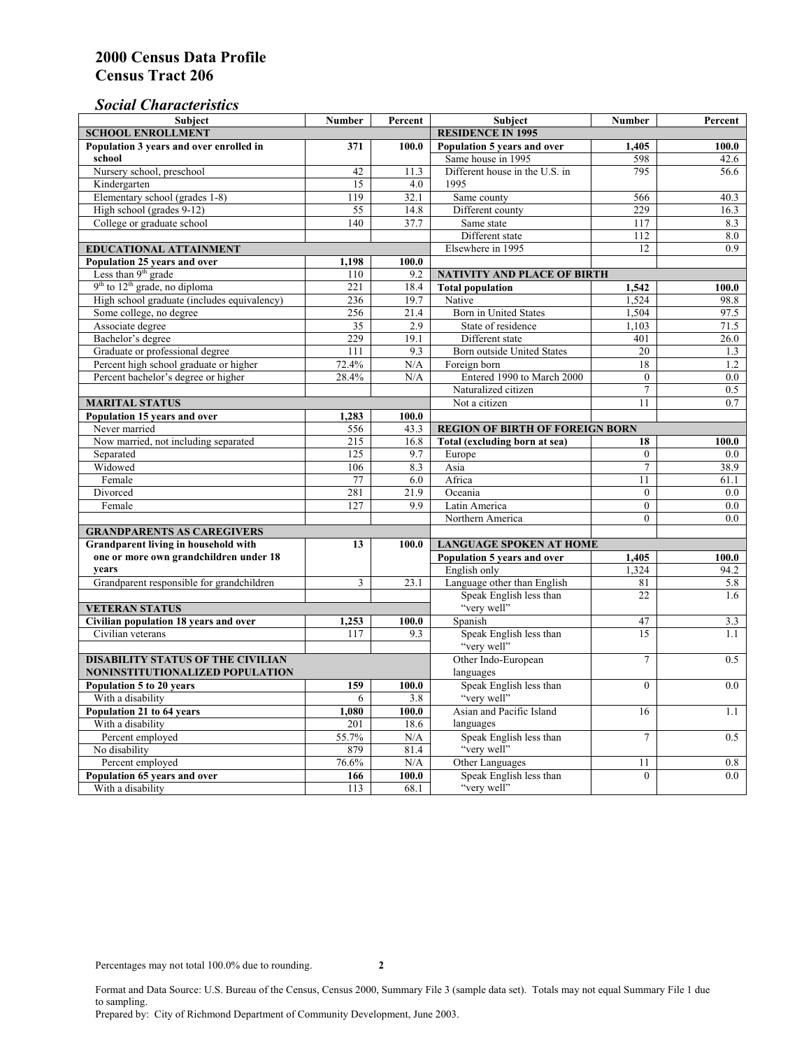# 2000 Census Data Profile
# Census Tract 206

## *Social Characteristics*

| Subject | Number | Percent |
|---|---|---|
| **SCHOOL ENROLLMENT** | | |
| **Population 3 years and over enrolled in school** | **371** | **100.0** |
| Nursery school, preschool | 42 | 11.3 |
| Kindergarten | 15 | 4.0 |
| Elementary school (grades 1-8) | 119 | 32.1 |
| High school (grades 9-12) | 55 | 14.8 |
| College or graduate school | 140 | 37.7 |
| **EDUCATIONAL ATTAINMENT** | | |
| **Population 25 years and over** | **1,198** | **100.0** |
| Less than 9th grade | 110 | 9.2 |
| 9th to 12th grade, no diploma | 221 | 18.4 |
| High school graduate (includes equivalency) | 236 | 19.7 |
| Some college, no degree | 256 | 21.4 |
| Associate degree | 35 | 2.9 |
| Bachelor's degree | 229 | 19.1 |
| Graduate or professional degree | 111 | 9.3 |
| Percent high school graduate or higher | 72.4% | N/A |
| Percent bachelor's degree or higher | 28.4% | N/A |
| **MARITAL STATUS** | | |
| **Population 15 years and over** | **1,283** | **100.0** |
| Never married | 556 | 43.3 |
| Now married, not including separated | 215 | 16.8 |
| Separated | 125 | 9.7 |
| Widowed | 106 | 8.3 |
| Female | 77 | 6.0 |
| Divorced | 281 | 21.9 |
| Female | 127 | 9.9 |
| **GRANDPARENTS AS CAREGIVERS** | | |
| **Grandparent living in household with one or more own grandchildren under 18 years** | **13** | **100.0** |
| Grandparent responsible for grandchildren | 3 | 23.1 |
| **VETERAN STATUS** | | |
| **Civilian population 18 years and over** | **1,253** | **100.0** |
| Civilian veterans | 117 | 9.3 |
| **DISABILITY STATUS OF THE CIVILIAN NONINSTITUTIONALIZED POPULATION** | | |
| **Population 5 to 20 years** | **159** | **100.0** |
| With a disability | 6 | 3.8 |
| **Population 21 to 64 years** | **1,080** | **100.0** |
| With a disability | 201 | 18.6 |
| Percent employed | 55.7% | N/A |
| No disability | 879 | 81.4 |
| Percent employed | 76.6% | N/A |
| **Population 65 years and over** | **166** | **100.0** |
| With a disability | 113 | 68.1 |

| Subject | Number | Percent |
|---|---|---|
| **RESIDENCE IN 1995** | | |
| **Population 5 years and over** | **1,405** | **100.0** |
| Same house in 1995 | 598 | 42.6 |
| Different house in the U.S. in 1995 | 795 | 56.6 |
| Same county | 566 | 40.3 |
| Different county | 229 | 16.3 |
| Same state | 117 | 8.3 |
| Different state | 112 | 8.0 |
| Elsewhere in 1995 | 12 | 0.9 |
| **NATIVITY AND PLACE OF BIRTH** | | |
| **Total population** | **1,542** | **100.0** |
| Native | 1,524 | 98.8 |
| Born in United States | 1,504 | 97.5 |
| State of residence | 1,103 | 71.5 |
| Different state | 401 | 26.0 |
| Born outside United States | 20 | 1.3 |
| Foreign born | 18 | 1.2 |
| Entered 1990 to March 2000 | 0 | 0.0 |
| Naturalized citizen | 7 | 0.5 |
| Not a citizen | 11 | 0.7 |
| **REGION OF BIRTH OF FOREIGN BORN** | | |
| **Total (excluding born at sea)** | **18** | **100.0** |
| Europe | 0 | 0.0 |
| Asia | 7 | 38.9 |
| Africa | 11 | 61.1 |
| Oceania | 0 | 0.0 |
| Latin America | 0 | 0.0 |
| Northern America | 0 | 0.0 |
| **LANGUAGE SPOKEN AT HOME** | | |
| **Population 5 years and over** | **1,405** | **100.0** |
| English only | 1,324 | 94.2 |
| Language other than English | 81 | 5.8 |
| Speak English less than "very well" | 22 | 1.6 |
| Spanish | 47 | 3.3 |
| Speak English less than "very well" | 15 | 1.1 |
| Other Indo-European languages | 7 | 0.5 |
| Speak English less than "very well" | 0 | 0.0 |
| Asian and Pacific Island languages | 16 | 1.1 |
| Speak English less than "very well" | 7 | 0.5 |
| Other Languages | 11 | 0.8 |
| Speak English less than "very well" | 0 | 0.0 |

Percentages may not total 100.0% due to rounding.

Format and Data Source: U.S. Bureau of the Census, Census 2000, Summary File 3 (sample data set). Totals may not equal Summary File 1 due to sampling.
Prepared by: City of Richmond Department of Community Development, June 2003.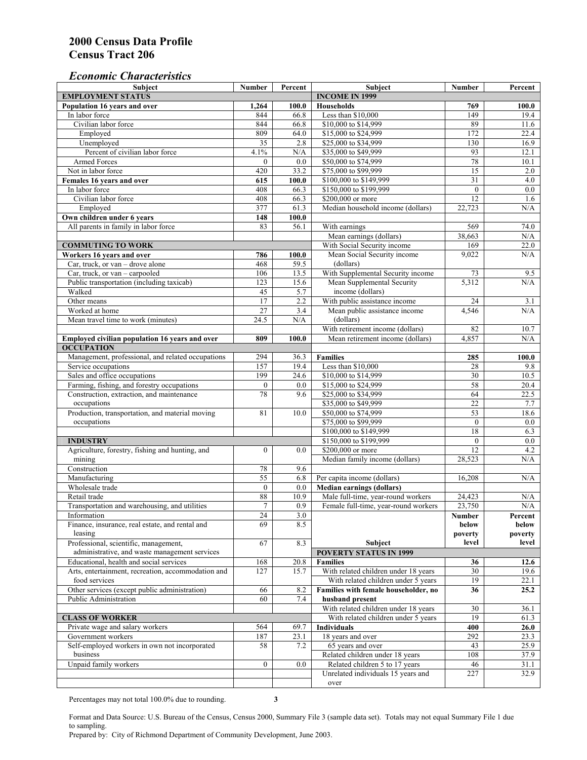# 2000 Census Data Profile
# Census Tract 206

## *Economic Characteristics*

| Subject | Number | Percent |
|---|---|---|
| **EMPLOYMENT STATUS** | | |
| **Population 16 years and over** | **1,264** | **100.0** |
| In labor force | 844 | 66.8 |
| Civilian labor force | 844 | 66.8 |
| Employed | 809 | 64.0 |
| Unemployed | 35 | 2.8 |
| Percent of civilian labor force | 4.1% | N/A |
| Armed Forces | 0 | 0.0 |
| Not in labor force | 420 | 33.2 |
| **Females 16 years and over** | **615** | **100.0** |
| In labor force | 408 | 66.3 |
| Civilian labor force | 408 | 66.3 |
| Employed | 377 | 61.3 |
| **Own children under 6 years** | **148** | **100.0** |
| All parents in family in labor force | 83 | 56.1 |
| **COMMUTING TO WORK** | | |
| **Workers 16 years and over** | **786** | **100.0** |
| Car, truck, or van – drove alone | 468 | 59.5 |
| Car, truck, or van – carpooled | 106 | 13.5 |
| Public transportation (including taxicab) | 123 | 15.6 |
| Walked | 45 | 5.7 |
| Other means | 17 | 2.2 |
| Worked at home | 27 | 3.4 |
| Mean travel time to work (minutes) | 24.5 | N/A |
| **Employed civilian population 16 years and over** | **809** | **100.0** |
| **OCCUPATION** | | |
| Management, professional, and related occupations | 294 | 36.3 |
| Service occupations | 157 | 19.4 |
| Sales and office occupations | 199 | 24.6 |
| Farming, fishing, and forestry occupations | 0 | 0.0 |
| Construction, extraction, and maintenance occupations | 78 | 9.6 |
| Production, transportation, and material moving occupations | 81 | 10.0 |
| **INDUSTRY** | | |
| Agriculture, forestry, fishing and hunting, and mining | 0 | 0.0 |
| Construction | 78 | 9.6 |
| Manufacturing | 55 | 6.8 |
| Wholesale trade | 0 | 0.0 |
| Retail trade | 88 | 10.9 |
| Transportation and warehousing, and utilities | 7 | 0.9 |
| Information | 24 | 3.0 |
| Finance, insurance, real estate, and rental and leasing | 69 | 8.5 |
| Professional, scientific, management, administrative, and waste management services | 67 | 8.3 |
| Educational, health and social services | 168 | 20.8 |
| Arts, entertainment, recreation, accommodation and food services | 127 | 15.7 |
| Other services (except public administration) | 66 | 8.2 |
| Public Administration | 60 | 7.4 |
| **CLASS OF WORKER** | | |
| Private wage and salary workers | 564 | 69.7 |
| Government workers | 187 | 23.1 |
| Self-employed workers in own not incorporated business | 58 | 7.2 |
| Unpaid family workers | 0 | 0.0 |

| Subject | Number | Percent |
|---|---|---|
| **INCOME IN 1999** | | |
| **Households** | **769** | **100.0** |
| Less than $10,000 | 149 | 19.4 |
| $10,000 to $14,999 | 89 | 11.6 |
| $15,000 to $24,999 | 172 | 22.4 |
| $25,000 to $34,999 | 130 | 16.9 |
| $35,000 to $49,999 | 93 | 12.1 |
| $50,000 to $74,999 | 78 | 10.1 |
| $75,000 to $99,999 | 15 | 2.0 |
| $100,000 to $149,999 | 31 | 4.0 |
| $150,000 to $199,999 | 0 | 0.0 |
| $200,000 or more | 12 | 1.6 |
| Median household income (dollars) | 22,723 | N/A |
| With earnings | 569 | 74.0 |
| Mean earnings (dollars) | 38,663 | N/A |
| With Social Security income | 169 | 22.0 |
| Mean Social Security income (dollars) | 9,022 | N/A |
| With Supplemental Security income | 73 | 9.5 |
| Mean Supplemental Security income (dollars) | 5,312 | N/A |
| With public assistance income | 24 | 3.1 |
| Mean public assistance income (dollars) | 4,546 | N/A |
| With retirement income (dollars) | 82 | 10.7 |
| Mean retirement income (dollars) | 4,857 | N/A |
| **Families** | **285** | **100.0** |
| Less than $10,000 | 28 | 9.8 |
| $10,000 to $14,999 | 30 | 10.5 |
| $15,000 to $24,999 | 58 | 20.4 |
| $25,000 to $34,999 | 64 | 22.5 |
| $35,000 to $49,999 | 22 | 7.7 |
| $50,000 to $74,999 | 53 | 18.6 |
| $75,000 to $99,999 | 0 | 0.0 |
| $100,000 to $149,999 | 18 | 6.3 |
| $150,000 to $199,999 | 0 | 0.0 |
| $200,000 or more | 12 | 4.2 |
| Median family income (dollars) | 28,523 | N/A |
| Per capita income (dollars) | 16,208 | N/A |
| **Median earnings (dollars)** | | |
| Male full-time, year-round workers | 24,423 | N/A |
| Female full-time, year-round workers | 23,750 | N/A |

| Subject | Number below poverty level | Percent below poverty level |
|---|---|---|
| **POVERTY STATUS IN 1999** | | |
| **Families** | **36** | **12.6** |
| With related children under 18 years | 30 | 19.6 |
| With related children under 5 years | 19 | 22.1 |
| **Families with female householder, no husband present** | **36** | **25.2** |
| With related children under 18 years | 30 | 36.1 |
| With related children under 5 years | 19 | 61.3 |
| **Individuals** | **400** | **26.0** |
| 18 years and over | 292 | 23.3 |
| 65 years and over | 43 | 25.9 |
| Related children under 18 years | 108 | 37.9 |
| Related children 5 to 17 years | 46 | 31.1 |
| Unrelated individuals 15 years and over | 227 | 32.9 |

Percentages may not total 100.0% due to rounding.

Format and Data Source: U.S. Bureau of the Census, Census 2000, Summary File 3 (sample data set). Totals may not equal Summary File 1 due to sampling.
Prepared by: City of Richmond Department of Community Development, June 2003.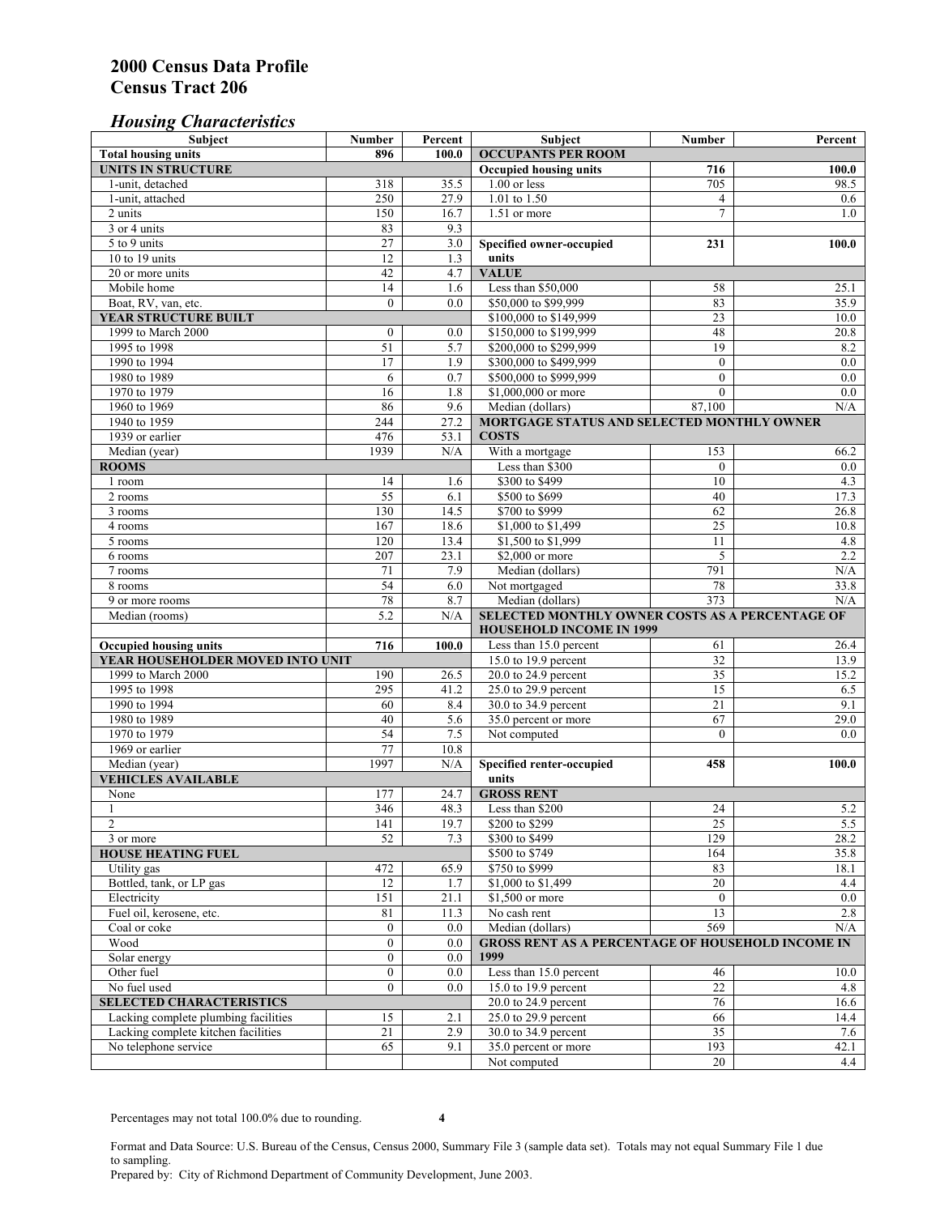# 2000 Census Data Profile
# Census Tract 206

## *Housing Characteristics*

| Subject | Number | Percent | Subject | Number | Percent |
|---|---|---|---|---|---|
| **Total housing units** | **896** | **100.0** | **OCCUPANTS PER ROOM** | | |
| **UNITS IN STRUCTURE** | | | **Occupied housing units** | **716** | **100.0** |
| 1-unit, detached | 318 | 35.5 | 1.00 or less | 705 | 98.5 |
| 1-unit, attached | 250 | 27.9 | 1.01 to 1.50 | 4 | 0.6 |
| 2 units | 150 | 16.7 | 1.51 or more | 7 | 1.0 |
| 3 or 4 units | 83 | 9.3 | | | |
| 5 to 9 units | 27 | 3.0 | **Specified owner-occupied units** | **231** | **100.0** |
| 10 to 19 units | 12 | 1.3 | | | |
| 20 or more units | 42 | 4.7 | **VALUE** | | |
| Mobile home | 14 | 1.6 | Less than $50,000 | 58 | 25.1 |
| Boat, RV, van, etc. | 0 | 0.0 | $50,000 to $99,999 | 83 | 35.9 |
| **YEAR STRUCTURE BUILT** | | | $100,000 to $149,999 | 23 | 10.0 |
| 1999 to March 2000 | 0 | 0.0 | $150,000 to $199,999 | 48 | 20.8 |
| 1995 to 1998 | 51 | 5.7 | $200,000 to $299,999 | 19 | 8.2 |
| 1990 to 1994 | 17 | 1.9 | $300,000 to $499,999 | 0 | 0.0 |
| 1980 to 1989 | 6 | 0.7 | $500,000 to $999,999 | 0 | 0.0 |
| 1970 to 1979 | 16 | 1.8 | $1,000,000 or more | 0 | 0.0 |
| 1960 to 1969 | 86 | 9.6 | Median (dollars) | 87,100 | N/A |
| 1940 to 1959 | 244 | 27.2 | **MORTGAGE STATUS AND SELECTED MONTHLY OWNER COSTS** | | |
| 1939 or earlier | 476 | 53.1 | | | |
| Median (year) | 1939 | N/A | With a mortgage | 153 | 66.2 |
| **ROOMS** | | | Less than $300 | 0 | 0.0 |
| 1 room | 14 | 1.6 | $300 to $499 | 10 | 4.3 |
| 2 rooms | 55 | 6.1 | $500 to $699 | 40 | 17.3 |
| 3 rooms | 130 | 14.5 | $700 to $999 | 62 | 26.8 |
| 4 rooms | 167 | 18.6 | $1,000 to $1,499 | 25 | 10.8 |
| 5 rooms | 120 | 13.4 | $1,500 to $1,999 | 11 | 4.8 |
| 6 rooms | 207 | 23.1 | $2,000 or more | 5 | 2.2 |
| 7 rooms | 71 | 7.9 | Median (dollars) | 791 | N/A |
| 8 rooms | 54 | 6.0 | Not mortgaged | 78 | 33.8 |
| 9 or more rooms | 78 | 8.7 | Median (dollars) | 373 | N/A |
| Median (rooms) | 5.2 | N/A | **SELECTED MONTHLY OWNER COSTS AS A PERCENTAGE OF HOUSEHOLD INCOME IN 1999** | | |
| | | | | | |
| **Occupied housing units** | **716** | **100.0** | Less than 15.0 percent | 61 | 26.4 |
| **YEAR HOUSEHOLDER MOVED INTO UNIT** | | | 15.0 to 19.9 percent | 32 | 13.9 |
| 1999 to March 2000 | 190 | 26.5 | 20.0 to 24.9 percent | 35 | 15.2 |
| 1995 to 1998 | 295 | 41.2 | 25.0 to 29.9 percent | 15 | 6.5 |
| 1990 to 1994 | 60 | 8.4 | 30.0 to 34.9 percent | 21 | 9.1 |
| 1980 to 1989 | 40 | 5.6 | 35.0 percent or more | 67 | 29.0 |
| 1970 to 1979 | 54 | 7.5 | Not computed | 0 | 0.0 |
| 1969 or earlier | 77 | 10.8 | | | |
| Median (year) | 1997 | N/A | **Specified renter-occupied units** | **458** | **100.0** |
| **VEHICLES AVAILABLE** | | | | | |
| None | 177 | 24.7 | **GROSS RENT** | | |
| 1 | 346 | 48.3 | Less than $200 | 24 | 5.2 |
| 2 | 141 | 19.7 | $200 to $299 | 25 | 5.5 |
| 3 or more | 52 | 7.3 | $300 to $499 | 129 | 28.2 |
| **HOUSE HEATING FUEL** | | | $500 to $749 | 164 | 35.8 |
| Utility gas | 472 | 65.9 | $750 to $999 | 83 | 18.1 |
| Bottled, tank, or LP gas | 12 | 1.7 | $1,000 to $1,499 | 20 | 4.4 |
| Electricity | 151 | 21.1 | $1,500 or more | 0 | 0.0 |
| Fuel oil, kerosene, etc. | 81 | 11.3 | No cash rent | 13 | 2.8 |
| Coal or coke | 0 | 0.0 | Median (dollars) | 569 | N/A |
| Wood | 0 | 0.0 | **GROSS RENT AS A PERCENTAGE OF HOUSEHOLD INCOME IN 1999** | | |
| Solar energy | 0 | 0.0 | | | |
| Other fuel | 0 | 0.0 | Less than 15.0 percent | 46 | 10.0 |
| No fuel used | 0 | 0.0 | 15.0 to 19.9 percent | 22 | 4.8 |
| **SELECTED CHARACTERISTICS** | | | 20.0 to 24.9 percent | 76 | 16.6 |
| Lacking complete plumbing facilities | 15 | 2.1 | 25.0 to 29.9 percent | 66 | 14.4 |
| Lacking complete kitchen facilities | 21 | 2.9 | 30.0 to 34.9 percent | 35 | 7.6 |
| No telephone service | 65 | 9.1 | 35.0 percent or more | 193 | 42.1 |
| | | | Not computed | 20 | 4.4 |

Percentages may not total 100.0% due to rounding.

Format and Data Source: U.S. Bureau of the Census, Census 2000, Summary File 3 (sample data set). Totals may not equal Summary File 1 due to sampling.
Prepared by: City of Richmond Department of Community Development, June 2003.